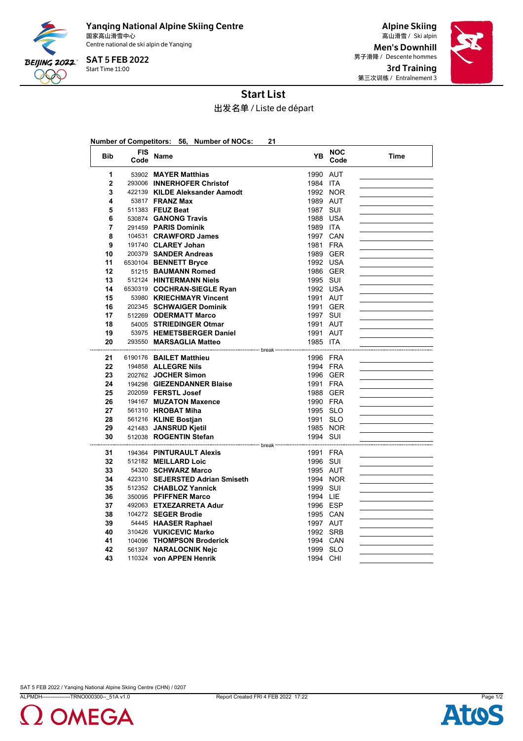**Yanqing National Alpine Skiing Centre**
国家高山滑雪中心
Centre national de ski alpin de Yanqing

**SAT 5 FEB 2022**
Start Time 11:00

**Alpine Skiing**
高山滑雪 / Ski alpin

**Men's Downhill**
男子滑降 / Descente hommes

**3rd Training**
第三次训练 / Entraînement 3

# Start List

出发名单 / Liste de départ

**Number of Competitors: 56, Number of NOCs: 21**

| Bib | FIS Code | Name | YB | NOC Code | Time |
|---|---|---|---|---|---|
| 1 | 53902 | **MAYER Matthias** | 1990 | AUT | |
| 2 | 293006 | **INNERHOFER Christof** | 1984 | ITA | |
| 3 | 422139 | **KILDE Aleksander Aamodt** | 1992 | NOR | |
| 4 | 53817 | **FRANZ Max** | 1989 | AUT | |
| 5 | 511383 | **FEUZ Beat** | 1987 | SUI | |
| 6 | 530874 | **GANONG Travis** | 1988 | USA | |
| 7 | 291459 | **PARIS Dominik** | 1989 | ITA | |
| 8 | 104531 | **CRAWFORD James** | 1997 | CAN | |
| 9 | 191740 | **CLAREY Johan** | 1981 | FRA | |
| 10 | 200379 | **SANDER Andreas** | 1989 | GER | |
| 11 | 6530104 | **BENNETT Bryce** | 1992 | USA | |
| 12 | 51215 | **BAUMANN Romed** | 1986 | GER | |
| 13 | 512124 | **HINTERMANN Niels** | 1995 | SUI | |
| 14 | 6530319 | **COCHRAN-SIEGLE Ryan** | 1992 | USA | |
| 15 | 53980 | **KRIECHMAYR Vincent** | 1991 | AUT | |
| 16 | 202345 | **SCHWAIGER Dominik** | 1991 | GER | |
| 17 | 512269 | **ODERMATT Marco** | 1997 | SUI | |
| 18 | 54005 | **STRIEDINGER Otmar** | 1991 | AUT | |
| 19 | 53975 | **HEMETSBERGER Daniel** | 1991 | AUT | |
| 20 | 293550 | **MARSAGLIA Matteo** | 1985 | ITA | |
| | | break | | | |
| 21 | 6190176 | **BAILET Matthieu** | 1996 | FRA | |
| 22 | 194858 | **ALLEGRE Nils** | 1994 | FRA | |
| 23 | 202762 | **JOCHER Simon** | 1996 | GER | |
| 24 | 194298 | **GIEZENDANNER Blaise** | 1991 | FRA | |
| 25 | 202059 | **FERSTL Josef** | 1988 | GER | |
| 26 | 194167 | **MUZATON Maxence** | 1990 | FRA | |
| 27 | 561310 | **HROBAT Miha** | 1995 | SLO | |
| 28 | 561216 | **KLINE Bostjan** | 1991 | SLO | |
| 29 | 421483 | **JANSRUD Kjetil** | 1985 | NOR | |
| 30 | 512038 | **ROGENTIN Stefan** | 1994 | SUI | |
| | | break | | | |
| 31 | 194364 | **PINTURAULT Alexis** | 1991 | FRA | |
| 32 | 512182 | **MEILLARD Loic** | 1996 | SUI | |
| 33 | 54320 | **SCHWARZ Marco** | 1995 | AUT | |
| 34 | 422310 | **SEJERSTED Adrian Smiseth** | 1994 | NOR | |
| 35 | 512352 | **CHABLOZ Yannick** | 1999 | SUI | |
| 36 | 350095 | **PFIFFNER Marco** | 1994 | LIE | |
| 37 | 492063 | **ETXEZARRETA Adur** | 1996 | ESP | |
| 38 | 104272 | **SEGER Brodie** | 1995 | CAN | |
| 39 | 54445 | **HAASER Raphael** | 1997 | AUT | |
| 40 | 310426 | **VUKICEVIC Marko** | 1992 | SRB | |
| 41 | 104096 | **THOMPSON Broderick** | 1994 | CAN | |
| 42 | 561397 | **NARALOCNIK Nejc** | 1999 | SLO | |
| 43 | 110324 | **von APPEN Henrik** | 1994 | CHI | |

SAT 5 FEB 2022 / Yanqing National Alpine Skiing Centre (CHN) / 0207

ALPMDH----------------TRNO000300--_51A v1.0 Report Created FRI 4 FEB 2022 17:22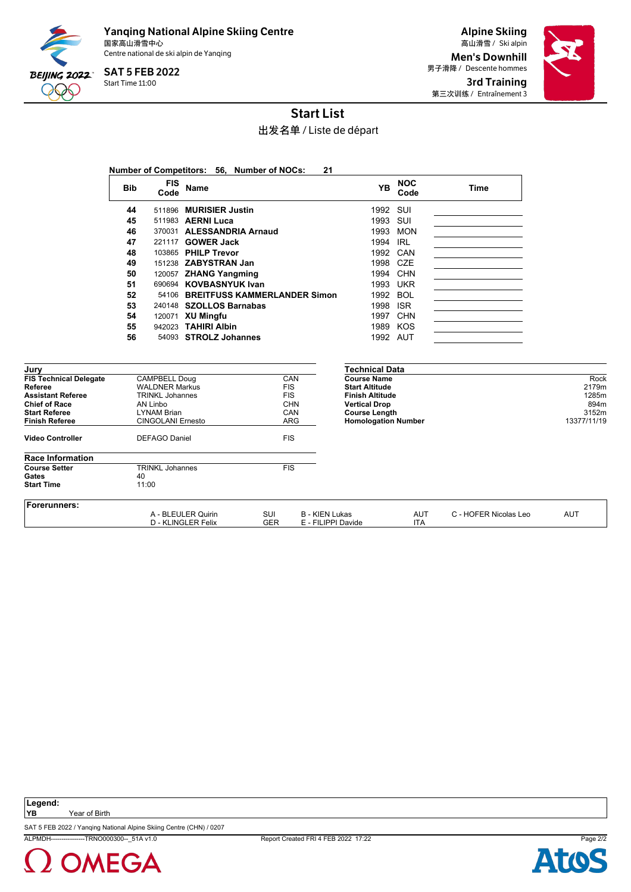Yanqing National Alpine Skiing Centre
国家高山滑雪中心
Centre national de ski alpin de Yanqing

SAT 5 FEB 2022
Start Time 11:00

Alpine Skiing
高山滑雪 / Ski alpin

Men's Downhill
男子滑降 / Descente hommes

3rd Training
第三次训练 / Entraînement 3

# Start List

出发名单 / Liste de départ

**Number of Competitors: 56, Number of NOCs: 21**

| Bib | FIS Code | Name | YB | NOC Code | Time |
|---|---|---|---|---|---|
| 44 | 511896 | **MURISIER Justin** | 1992 | SUI | |
| 45 | 511983 | **AERNI Luca** | 1993 | SUI | |
| 46 | 370031 | **ALESSANDRIA Arnaud** | 1993 | MON | |
| 47 | 221117 | **GOWER Jack** | 1994 | IRL | |
| 48 | 103865 | **PHILP Trevor** | 1992 | CAN | |
| 49 | 151238 | **ZABYSTRAN Jan** | 1998 | CZE | |
| 50 | 120057 | **ZHANG Yangming** | 1994 | CHN | |
| 51 | 690694 | **KOVBASNYUK Ivan** | 1993 | UKR | |
| 52 | 54106 | **BREITFUSS KAMMERLANDER Simon** | 1992 | BOL | |
| 53 | 240148 | **SZOLLOS Barnabas** | 1998 | ISR | |
| 54 | 120071 | **XU Mingfu** | 1997 | CHN | |
| 55 | 942023 | **TAHIRI Albin** | 1989 | KOS | |
| 56 | 54093 | **STROLZ Johannes** | 1992 | AUT | |

**Jury**

| | | |
|---|---|---|
| **FIS Technical Delegate** | CAMPBELL Doug | CAN |
| **Referee** | WALDNER Markus | FIS |
| **Assistant Referee** | TRINKL Johannes | FIS |
| **Chief of Race** | AN Linbo | CHN |
| **Start Referee** | LYNAM Brian | CAN |
| **Finish Referee** | CINGOLANI Ernesto | ARG |
| **Video Controller** | DEFAGO Daniel | FIS |

**Race Information**

| | | |
|---|---|---|
| **Course Setter** | TRINKL Johannes | FIS |
| **Gates** | 40 | |
| **Start Time** | 11:00 | |

**Technical Data**

| | |
|---|---|
| **Course Name** | Rock |
| **Start Altitude** | 2179m |
| **Finish Altitude** | 1285m |
| **Vertical Drop** | 894m |
| **Course Length** | 3152m |
| **Homologation Number** | 13377/11/19 |

**Forerunners:**

| | | | | | |
|---|---|---|---|---|---|
| A - BLEULER Quirin | SUI | B - KIEN Lukas | AUT | C - HOFER Nicolas Leo | AUT |
| D - KLINGLER Felix | GER | E - FILIPPI Davide | ITA | | |

**Legend:**
**YB** Year of Birth

SAT 5 FEB 2022 / Yanqing National Alpine Skiing Centre (CHN) / 0207

ALPMDH----------------TRNO000300--_51A v1.0 Report Created FRI 4 FEB 2022 17:22